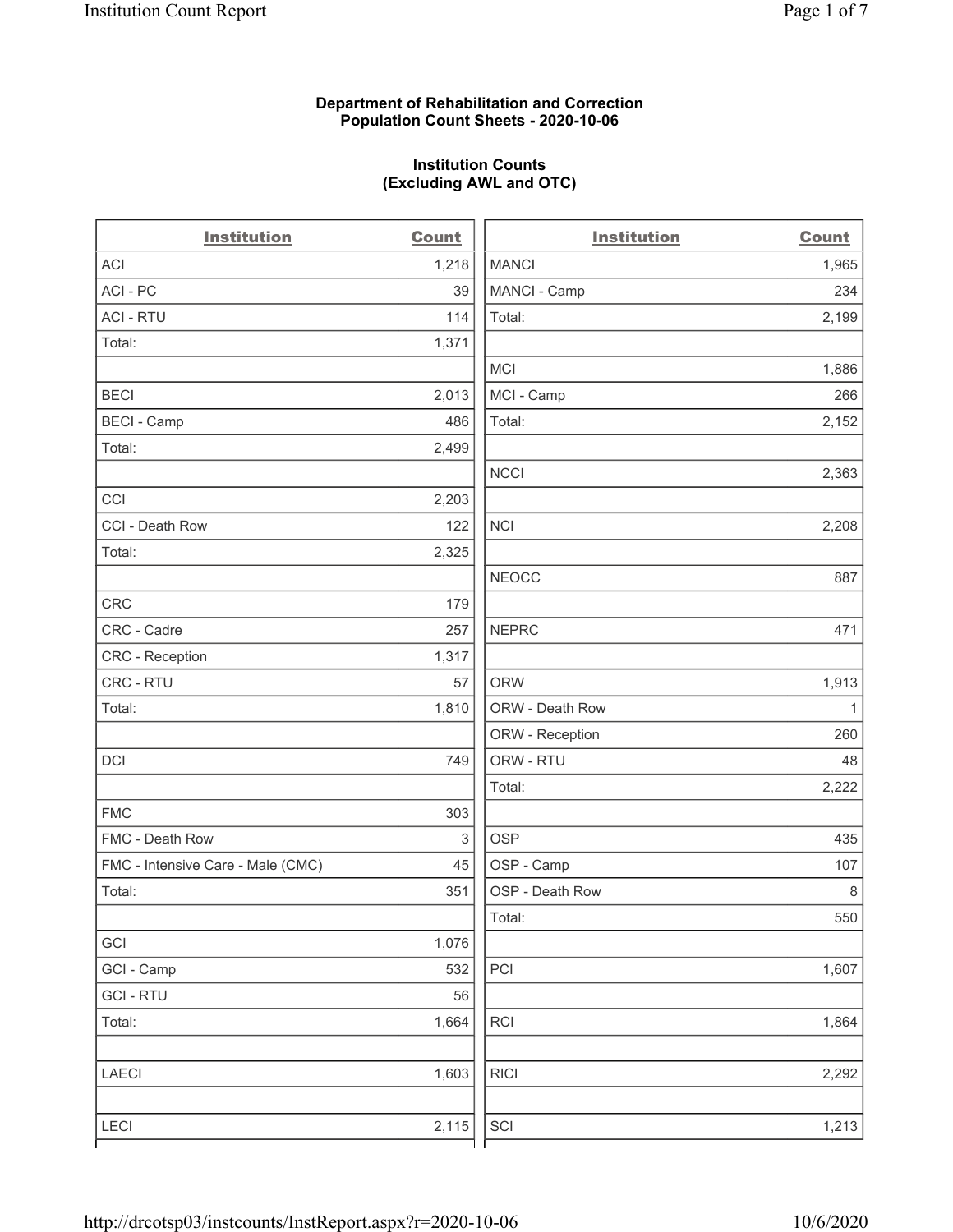**Department of Rehabilitation and Correction**
**Population Count Sheets - 2020-10-06**

**Institution Counts**
**(Excluding AWL and OTC)**

| Institution | Count |
|---|---|
| ACI | 1,218 |
| ACI - PC | 39 |
| ACI - RTU | 114 |
| Total: | 1,371 |
| | |
| BECI | 2,013 |
| BECI - Camp | 486 |
| Total: | 2,499 |
| | |
| CCI | 2,203 |
| CCI - Death Row | 122 |
| Total: | 2,325 |
| | |
| CRC | 179 |
| CRC - Cadre | 257 |
| CRC - Reception | 1,317 |
| CRC - RTU | 57 |
| Total: | 1,810 |
| | |
| DCI | 749 |
| | |
| FMC | 303 |
| FMC - Death Row | 3 |
| FMC - Intensive Care - Male (CMC) | 45 |
| Total: | 351 |
| | |
| GCI | 1,076 |
| GCI - Camp | 532 |
| GCI - RTU | 56 |
| Total: | 1,664 |
| | |
| LAECI | 1,603 |
| | |
| LECI | 2,115 |
| MANCI | 1,965 |
| MANCI - Camp | 234 |
| Total: | 2,199 |
| | |
| MCI | 1,886 |
| MCI - Camp | 266 |
| Total: | 2,152 |
| | |
| NCCI | 2,363 |
| | |
| NCI | 2,208 |
| | |
| NEOCC | 887 |
| | |
| NEPRC | 471 |
| | |
| ORW | 1,913 |
| ORW - Death Row | 1 |
| ORW - Reception | 260 |
| ORW - RTU | 48 |
| Total: | 2,222 |
| | |
| OSP | 435 |
| OSP - Camp | 107 |
| OSP - Death Row | 8 |
| Total: | 550 |
| | |
| PCI | 1,607 |
| | |
| RCI | 1,864 |
| | |
| RICI | 2,292 |
| | |
| SCI | 1,213 |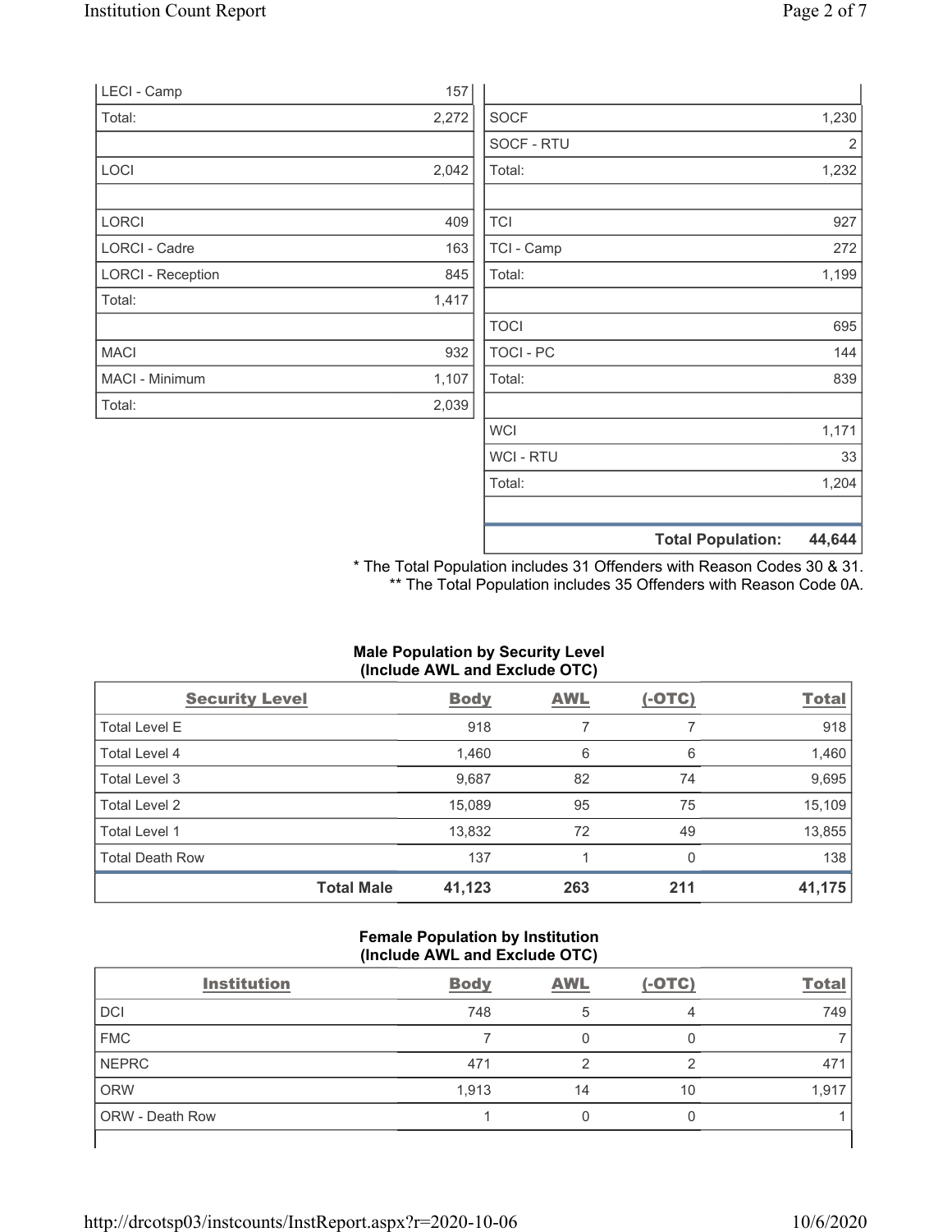| | |
|---|---|
| LECI - Camp | 157 |
| Total: | 2,272 |
| | |
| LOCI | 2,042 |
| | |
| LORCI | 409 |
| LORCI - Cadre | 163 |
| LORCI - Reception | 845 |
| Total: | 1,417 |
| | |
| MACI | 932 |
| MACI - Minimum | 1,107 |
| Total: | 2,039 |

| | |
|---|---|
| SOCF | 1,230 |
| SOCF - RTU | 2 |
| Total: | 1,232 |
| | |
| TCI | 927 |
| TCI - Camp | 272 |
| Total: | 1,199 |
| | |
| TOCI | 695 |
| TOCI - PC | 144 |
| Total: | 839 |
| | |
| WCI | 1,171 |
| WCI - RTU | 33 |
| Total: | 1,204 |
| | |
| **Total Population:** | **44,644** |

\* The Total Population includes 31 Offenders with Reason Codes 30 & 31.
\*\* The Total Population includes 35 Offenders with Reason Code 0A.

**Male Population by Security Level (Include AWL and Exclude OTC)**

| Security Level | Body | AWL | (-OTC) | Total |
|---|---|---|---|---|
| Total Level E | 918 | 7 | 7 | 918 |
| Total Level 4 | 1,460 | 6 | 6 | 1,460 |
| Total Level 3 | 9,687 | 82 | 74 | 9,695 |
| Total Level 2 | 15,089 | 95 | 75 | 15,109 |
| Total Level 1 | 13,832 | 72 | 49 | 13,855 |
| Total Death Row | 137 | 1 | 0 | 138 |
| **Total Male** | **41,123** | **263** | **211** | **41,175** |

**Female Population by Institution (Include AWL and Exclude OTC)**

| Institution | Body | AWL | (-OTC) | Total |
|---|---|---|---|---|
| DCI | 748 | 5 | 4 | 749 |
| FMC | 7 | 0 | 0 | 7 |
| NEPRC | 471 | 2 | 2 | 471 |
| ORW | 1,913 | 14 | 10 | 1,917 |
| ORW - Death Row | 1 | 0 | 0 | 1 |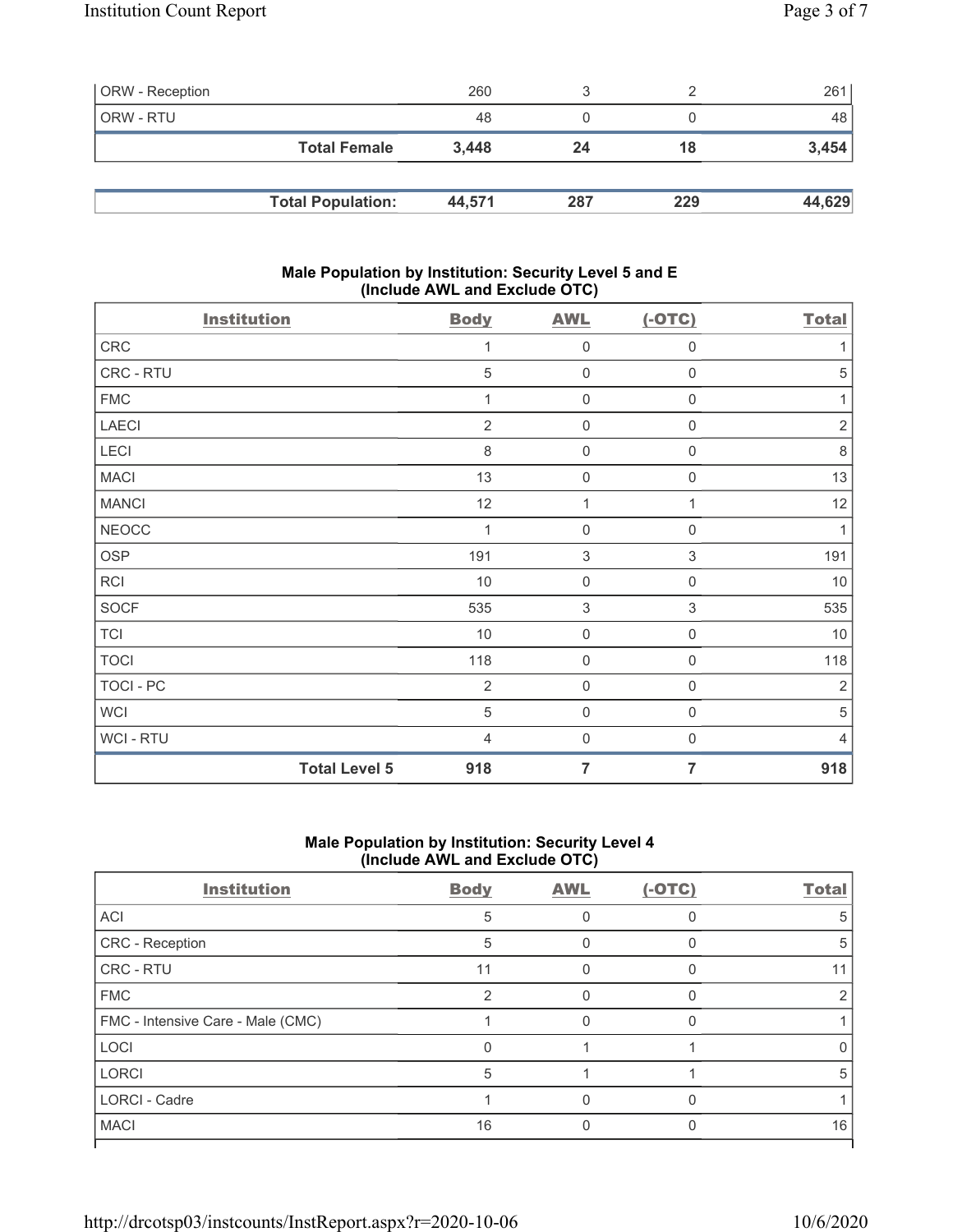| ORW - Reception | 260 | 3 | 2 | 261 |
|---|---|---|---|---|
| ORW - RTU | 48 | 0 | 0 | 48 |
| **Total Female** | **3,448** | **24** | **18** | **3,454** |

| **Total Population:** | **44,571** | **287** | **229** | **44,629** |
|---|---|---|---|---|

## Male Population by Institution: Security Level 5 and E (Include AWL and Exclude OTC)

| Institution | Body | AWL | (-OTC) | Total |
|---|---|---|---|---|
| CRC | 1 | 0 | 0 | 1 |
| CRC - RTU | 5 | 0 | 0 | 5 |
| FMC | 1 | 0 | 0 | 1 |
| LAECI | 2 | 0 | 0 | 2 |
| LECI | 8 | 0 | 0 | 8 |
| MACI | 13 | 0 | 0 | 13 |
| MANCI | 12 | 1 | 1 | 12 |
| NEOCC | 1 | 0 | 0 | 1 |
| OSP | 191 | 3 | 3 | 191 |
| RCI | 10 | 0 | 0 | 10 |
| SOCF | 535 | 3 | 3 | 535 |
| TCI | 10 | 0 | 0 | 10 |
| TOCI | 118 | 0 | 0 | 118 |
| TOCI - PC | 2 | 0 | 0 | 2 |
| WCI | 5 | 0 | 0 | 5 |
| WCI - RTU | 4 | 0 | 0 | 4 |
| **Total Level 5** | **918** | **7** | **7** | **918** |

## Male Population by Institution: Security Level 4 (Include AWL and Exclude OTC)

| Institution | Body | AWL | (-OTC) | Total |
|---|---|---|---|---|
| ACI | 5 | 0 | 0 | 5 |
| CRC - Reception | 5 | 0 | 0 | 5 |
| CRC - RTU | 11 | 0 | 0 | 11 |
| FMC | 2 | 0 | 0 | 2 |
| FMC - Intensive Care - Male (CMC) | 1 | 0 | 0 | 1 |
| LOCI | 0 | 1 | 1 | 0 |
| LORCI | 5 | 1 | 1 | 5 |
| LORCI - Cadre | 1 | 0 | 0 | 1 |
| MACI | 16 | 0 | 0 | 16 |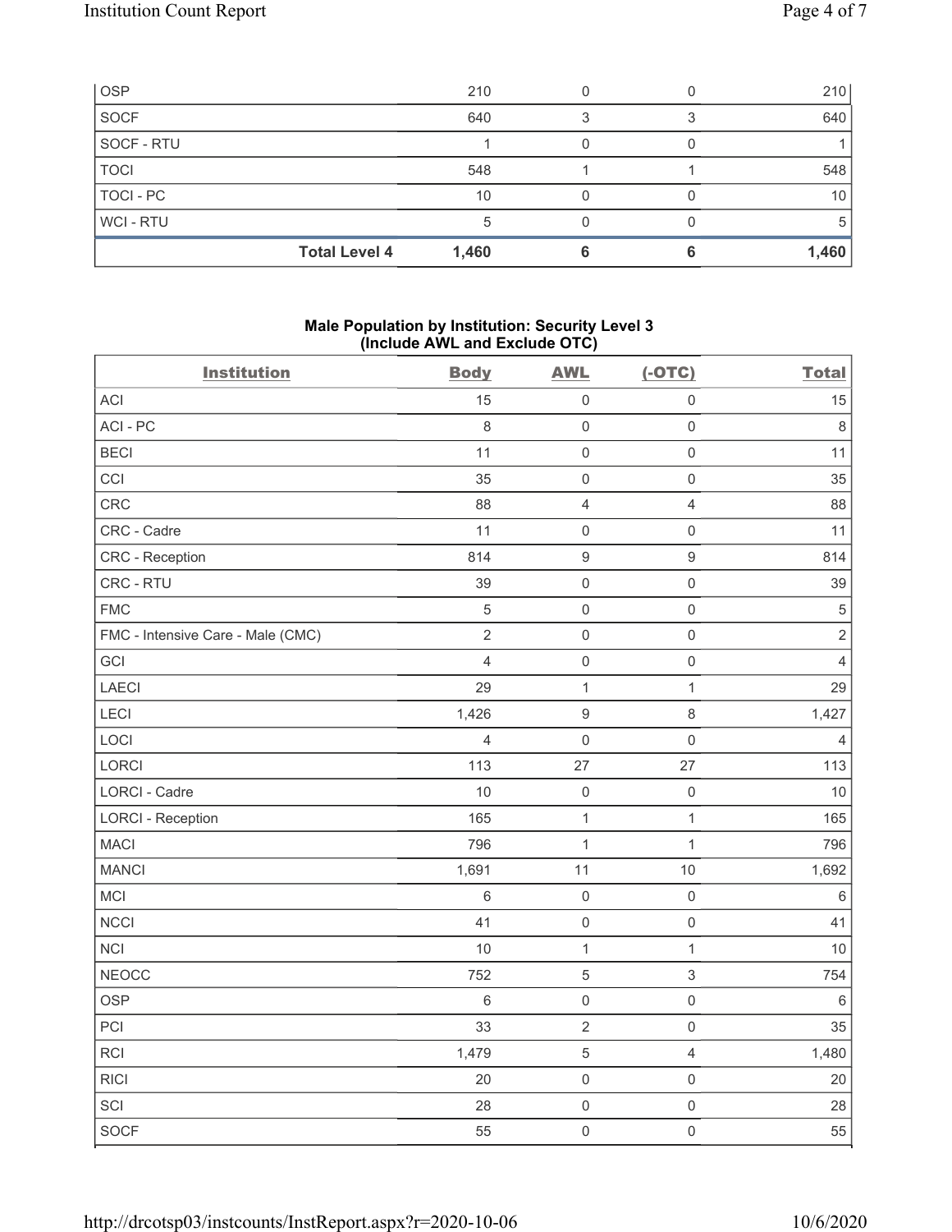| OSP | | 210 | 0 | 0 | 210 |
|---|---|---|---|---|---|
| SOCF | | 640 | 3 | 3 | 640 |
| SOCF - RTU | | 1 | 0 | 0 | 1 |
| TOCI | | 548 | 1 | 1 | 548 |
| TOCI - PC | | 10 | 0 | 0 | 10 |
| WCI - RTU | | 5 | 0 | 0 | 5 |
| | **Total Level 4** | **1,460** | **6** | **6** | **1,460** |

### Male Population by Institution: Security Level 3 (Include AWL and Exclude OTC)

| Institution | Body | AWL | (-OTC) | Total |
|---|---|---|---|---|
| ACI | 15 | 0 | 0 | 15 |
| ACI - PC | 8 | 0 | 0 | 8 |
| BECI | 11 | 0 | 0 | 11 |
| CCI | 35 | 0 | 0 | 35 |
| CRC | 88 | 4 | 4 | 88 |
| CRC - Cadre | 11 | 0 | 0 | 11 |
| CRC - Reception | 814 | 9 | 9 | 814 |
| CRC - RTU | 39 | 0 | 0 | 39 |
| FMC | 5 | 0 | 0 | 5 |
| FMC - Intensive Care - Male (CMC) | 2 | 0 | 0 | 2 |
| GCI | 4 | 0 | 0 | 4 |
| LAECI | 29 | 1 | 1 | 29 |
| LECI | 1,426 | 9 | 8 | 1,427 |
| LOCI | 4 | 0 | 0 | 4 |
| LORCI | 113 | 27 | 27 | 113 |
| LORCI - Cadre | 10 | 0 | 0 | 10 |
| LORCI - Reception | 165 | 1 | 1 | 165 |
| MACI | 796 | 1 | 1 | 796 |
| MANCI | 1,691 | 11 | 10 | 1,692 |
| MCI | 6 | 0 | 0 | 6 |
| NCCI | 41 | 0 | 0 | 41 |
| NCI | 10 | 1 | 1 | 10 |
| NEOCC | 752 | 5 | 3 | 754 |
| OSP | 6 | 0 | 0 | 6 |
| PCI | 33 | 2 | 0 | 35 |
| RCI | 1,479 | 5 | 4 | 1,480 |
| RICI | 20 | 0 | 0 | 20 |
| SCI | 28 | 0 | 0 | 28 |
| SOCF | 55 | 0 | 0 | 55 |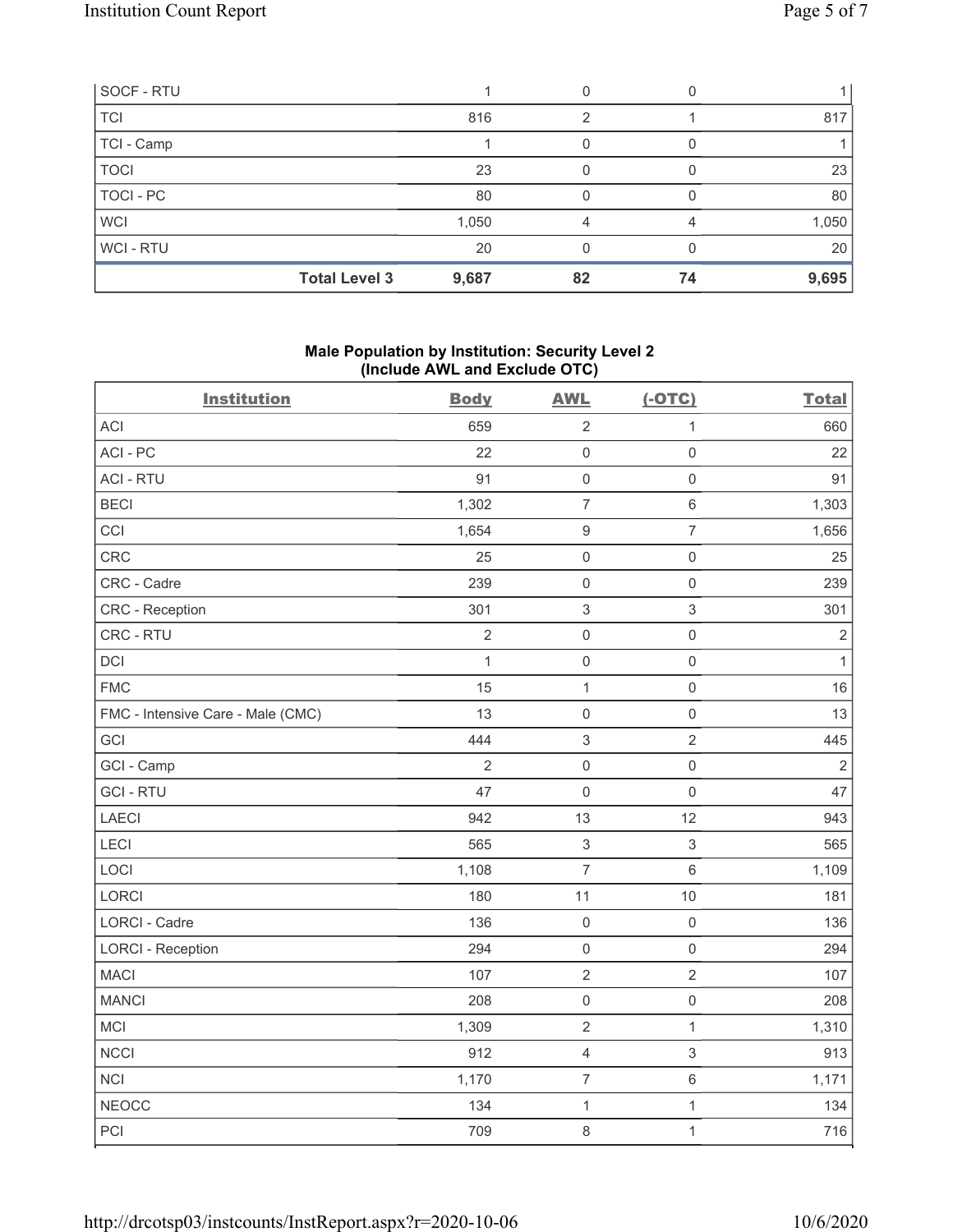| | Body | AWL | (-OTC) | Total |
|---|---|---|---|---|
| SOCF - RTU | 1 | 0 | 0 | 1 |
| TCI | 816 | 2 | 1 | 817 |
| TCI - Camp | 1 | 0 | 0 | 1 |
| TOCI | 23 | 0 | 0 | 23 |
| TOCI - PC | 80 | 0 | 0 | 80 |
| WCI | 1,050 | 4 | 4 | 1,050 |
| WCI - RTU | 20 | 0 | 0 | 20 |
| **Total Level 3** | **9,687** | **82** | **74** | **9,695** |

**Male Population by Institution: Security Level 2 (Include AWL and Exclude OTC)**

| Institution | Body | AWL | (-OTC) | Total |
|---|---|---|---|---|
| ACI | 659 | 2 | 1 | 660 |
| ACI - PC | 22 | 0 | 0 | 22 |
| ACI - RTU | 91 | 0 | 0 | 91 |
| BECI | 1,302 | 7 | 6 | 1,303 |
| CCI | 1,654 | 9 | 7 | 1,656 |
| CRC | 25 | 0 | 0 | 25 |
| CRC - Cadre | 239 | 0 | 0 | 239 |
| CRC - Reception | 301 | 3 | 3 | 301 |
| CRC - RTU | 2 | 0 | 0 | 2 |
| DCI | 1 | 0 | 0 | 1 |
| FMC | 15 | 1 | 0 | 16 |
| FMC - Intensive Care - Male (CMC) | 13 | 0 | 0 | 13 |
| GCI | 444 | 3 | 2 | 445 |
| GCI - Camp | 2 | 0 | 0 | 2 |
| GCI - RTU | 47 | 0 | 0 | 47 |
| LAECI | 942 | 13 | 12 | 943 |
| LECI | 565 | 3 | 3 | 565 |
| LOCI | 1,108 | 7 | 6 | 1,109 |
| LORCI | 180 | 11 | 10 | 181 |
| LORCI - Cadre | 136 | 0 | 0 | 136 |
| LORCI - Reception | 294 | 0 | 0 | 294 |
| MACI | 107 | 2 | 2 | 107 |
| MANCI | 208 | 0 | 0 | 208 |
| MCI | 1,309 | 2 | 1 | 1,310 |
| NCCI | 912 | 4 | 3 | 913 |
| NCI | 1,170 | 7 | 6 | 1,171 |
| NEOCC | 134 | 1 | 1 | 134 |
| PCI | 709 | 8 | 1 | 716 |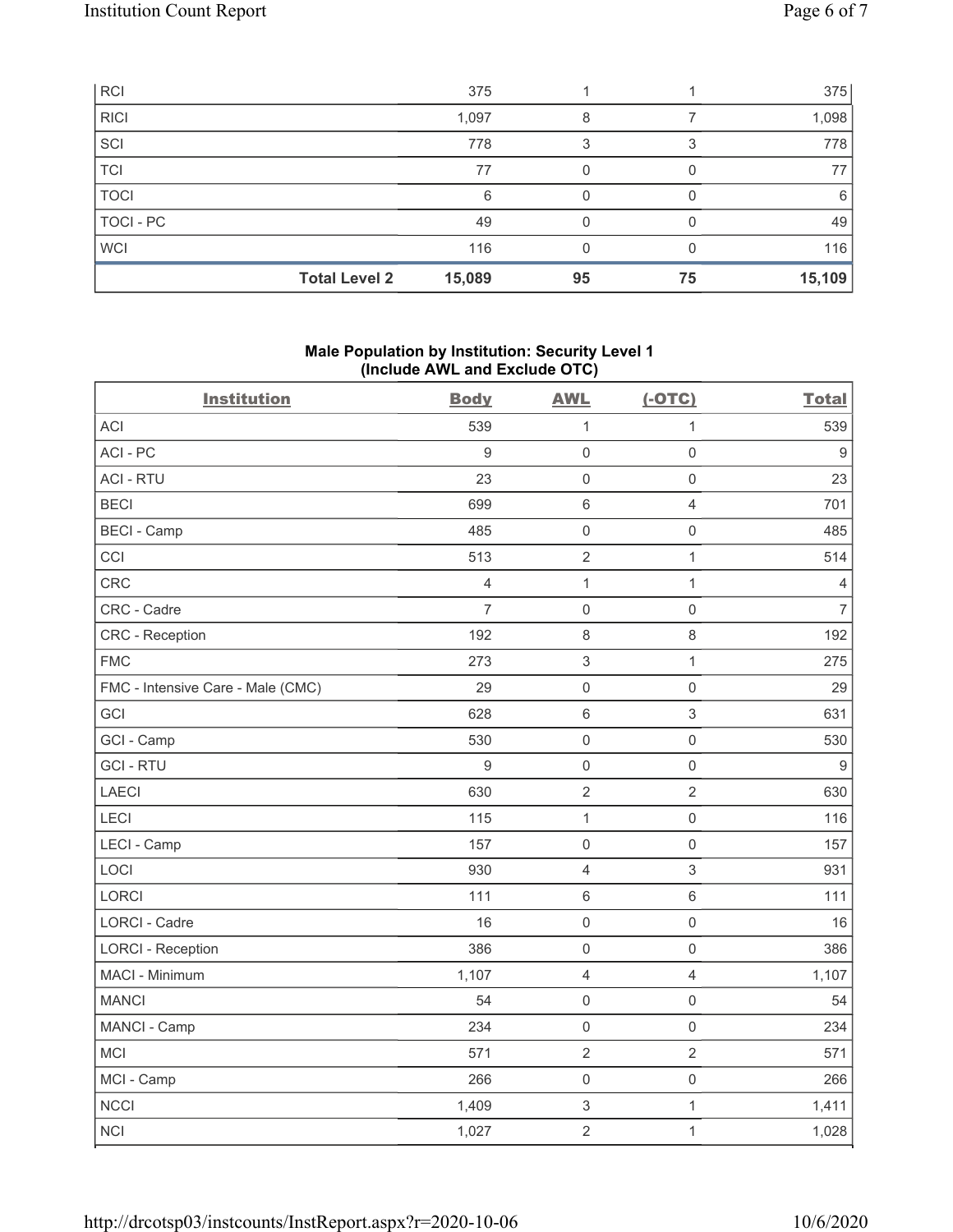| RCI | | 375 | 1 | 1 | 375 |
|---|---|---|---|---|---|
| RICI | | 1,097 | 8 | 7 | 1,098 |
| SCI | | 778 | 3 | 3 | 778 |
| TCI | | 77 | 0 | 0 | 77 |
| TOCI | | 6 | 0 | 0 | 6 |
| TOCI - PC | | 49 | 0 | 0 | 49 |
| WCI | | 116 | 0 | 0 | 116 |
| | **Total Level 2** | **15,089** | **95** | **75** | **15,109** |

**Male Population by Institution: Security Level 1 (Include AWL and Exclude OTC)**

| Institution | Body | AWL | (-OTC) | Total |
|---|---|---|---|---|
| ACI | 539 | 1 | 1 | 539 |
| ACI - PC | 9 | 0 | 0 | 9 |
| ACI - RTU | 23 | 0 | 0 | 23 |
| BECI | 699 | 6 | 4 | 701 |
| BECI - Camp | 485 | 0 | 0 | 485 |
| CCI | 513 | 2 | 1 | 514 |
| CRC | 4 | 1 | 1 | 4 |
| CRC - Cadre | 7 | 0 | 0 | 7 |
| CRC - Reception | 192 | 8 | 8 | 192 |
| FMC | 273 | 3 | 1 | 275 |
| FMC - Intensive Care - Male (CMC) | 29 | 0 | 0 | 29 |
| GCI | 628 | 6 | 3 | 631 |
| GCI - Camp | 530 | 0 | 0 | 530 |
| GCI - RTU | 9 | 0 | 0 | 9 |
| LAECI | 630 | 2 | 2 | 630 |
| LECI | 115 | 1 | 0 | 116 |
| LECI - Camp | 157 | 0 | 0 | 157 |
| LOCI | 930 | 4 | 3 | 931 |
| LORCI | 111 | 6 | 6 | 111 |
| LORCI - Cadre | 16 | 0 | 0 | 16 |
| LORCI - Reception | 386 | 0 | 0 | 386 |
| MACI - Minimum | 1,107 | 4 | 4 | 1,107 |
| MANCI | 54 | 0 | 0 | 54 |
| MANCI - Camp | 234 | 0 | 0 | 234 |
| MCI | 571 | 2 | 2 | 571 |
| MCI - Camp | 266 | 0 | 0 | 266 |
| NCCI | 1,409 | 3 | 1 | 1,411 |
| NCI | 1,027 | 2 | 1 | 1,028 |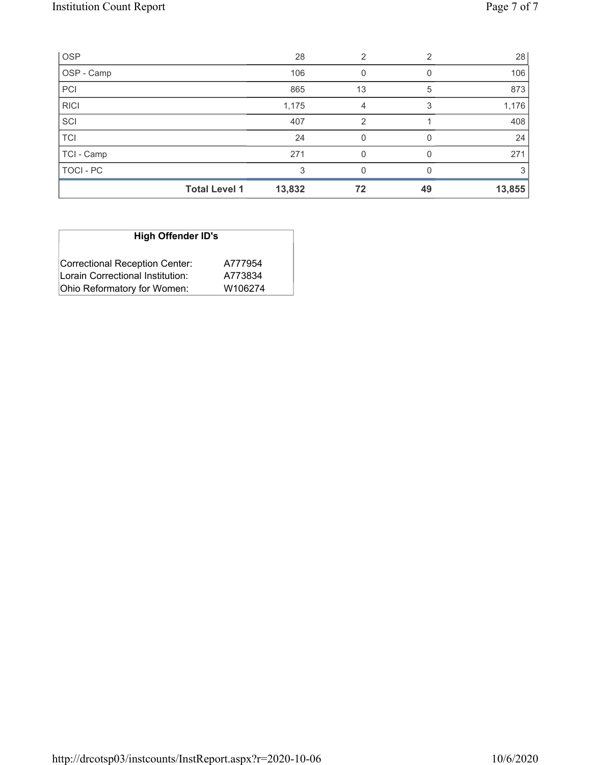| | | | | |
|---|---|---|---|---|
| OSP | 28 | 2 | 2 | 28 |
| OSP - Camp | 106 | 0 | 0 | 106 |
| PCI | 865 | 13 | 5 | 873 |
| RICI | 1,175 | 4 | 3 | 1,176 |
| SCI | 407 | 2 | 1 | 408 |
| TCI | 24 | 0 | 0 | 24 |
| TCI - Camp | 271 | 0 | 0 | 271 |
| TOCI - PC | 3 | 0 | 0 | 3 |
| **Total Level 1** | **13,832** | **72** | **49** | **13,855** |

| High Offender ID's | |
|---|---|
| Correctional Reception Center: | A777954 |
| Lorain Correctional Institution: | A773834 |
| Ohio Reformatory for Women: | W106274 |